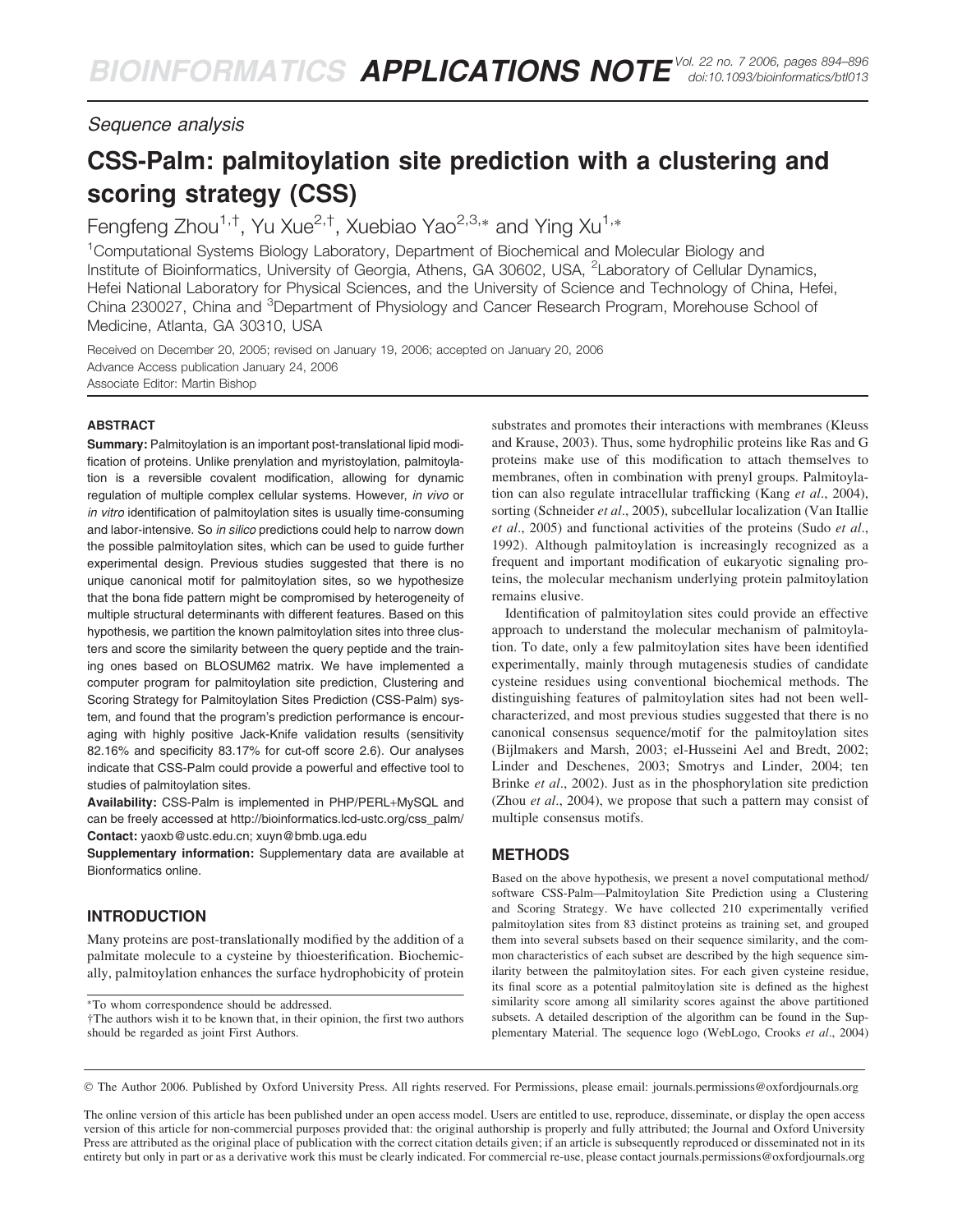*Sequence analysis*

# CSS-Palm: palmitoylation site prediction with a clustering and scoring strategy (CSS)

Fengfeng Zhou[1,†], Yu Xue[2,†], Xuebiao Yao[2,3,*] and Ying Xu[1,*]

[1]Computational Systems Biology Laboratory, Department of Biochemical and Molecular Biology and Institute of Bioinformatics, University of Georgia, Athens, GA 30602, USA, [2]Laboratory of Cellular Dynamics, Hefei National Laboratory for Physical Sciences, and the University of Science and Technology of China, Hefei, China 230027, China and [3]Department of Physiology and Cancer Research Program, Morehouse School of Medicine, Atlanta, GA 30310, USA

Received on December 20, 2005; revised on January 19, 2006; accepted on January 20, 2006
Advance Access publication January 24, 2006
Associate Editor: Martin Bishop

## ABSTRACT

**Summary:** Palmitoylation is an important post-translational lipid modification of proteins. Unlike prenylation and myristoylation, palmitoylation is a reversible covalent modification, allowing for dynamic regulation of multiple complex cellular systems. However, *in vivo* or *in vitro* identification of palmitoylation sites is usually time-consuming and labor-intensive. So *in silico* predictions could help to narrow down the possible palmitoylation sites, which can be used to guide further experimental design. Previous studies suggested that there is no unique canonical motif for palmitoylation sites, so we hypothesize that the bona fide pattern might be compromised by heterogeneity of multiple structural determinants with different features. Based on this hypothesis, we partition the known palmitoylation sites into three clusters and score the similarity between the query peptide and the training ones based on BLOSUM62 matrix. We have implemented a computer program for palmitoylation site prediction, Clustering and Scoring Strategy for Palmitoylation Sites Prediction (CSS-Palm) system, and found that the program's prediction performance is encouraging with highly positive Jack-Knife validation results (sensitivity 82.16% and specificity 83.17% for cut-off score 2.6). Our analyses indicate that CSS-Palm could provide a powerful and effective tool to studies of palmitoylation sites.

**Availability:** CSS-Palm is implemented in PHP/PERL+MySQL and can be freely accessed at http://bioinformatics.lcd-ustc.org/css_palm/

**Contact:** yaoxb@ustc.edu.cn; xuyn@bmb.uga.edu

**Supplementary information:** Supplementary data are available at Bionformatics online.

## INTRODUCTION

Many proteins are post-translationally modified by the addition of a palmitate molecule to a cysteine by thioesterification. Biochemically, palmitoylation enhances the surface hydrophobicity of protein substrates and promotes their interactions with membranes (Kleuss and Krause, 2003). Thus, some hydrophilic proteins like Ras and G proteins make use of this modification to attach themselves to membranes, often in combination with prenyl groups. Palmitoylation can also regulate intracellular trafficking (Kang *et al*., 2004), sorting (Schneider *et al*., 2005), subcellular localization (Van Itallie *et al*., 2005) and functional activities of the proteins (Sudo *et al*., 1992). Although palmitoylation is increasingly recognized as a frequent and important modification of eukaryotic signaling proteins, the molecular mechanism underlying protein palmitoylation remains elusive.

Identification of palmitoylation sites could provide an effective approach to understand the molecular mechanism of palmitoylation. To date, only a few palmitoylation sites have been identified experimentally, mainly through mutagenesis studies of candidate cysteine residues using conventional biochemical methods. The distinguishing features of palmitoylation sites had not been well-characterized, and most previous studies suggested that there is no canonical consensus sequence/motif for the palmitoylation sites (Bijlmakers and Marsh, 2003; el-Husseini Ael and Bredt, 2002; Linder and Deschenes, 2003; Smotrys and Linder, 2004; ten Brinke *et al*., 2002). Just as in the phosphorylation site prediction (Zhou *et al*., 2004), we propose that such a pattern may consist of multiple consensus motifs.

## METHODS

Based on the above hypothesis, we present a novel computational method/software CSS-Palm—Palmitoylation Site Prediction using a Clustering and Scoring Strategy. We have collected 210 experimentally verified palmitoylation sites from 83 distinct proteins as training set, and grouped them into several subsets based on their sequence similarity, and the common characteristics of each subset are described by the high sequence similarity between the palmitoylation sites. For each given cysteine residue, its final score as a potential palmitoylation site is defined as the highest similarity score among all similarity scores against the above partitioned subsets. A detailed description of the algorithm can be found in the Supplementary Material. The sequence logo (WebLogo, Crooks *et al*., 2004)

*To whom correspondence should be addressed.
†The authors wish it to be known that, in their opinion, the first two authors should be regarded as joint First Authors.

© The Author 2006. Published by Oxford University Press. All rights reserved. For Permissions, please email: journals.permissions@oxfordjournals.org

The online version of this article has been published under an open access model. Users are entitled to use, reproduce, disseminate, or display the open access version of this article for non-commercial purposes provided that: the original authorship is properly and fully attributed; the Journal and Oxford University Press are attributed as the original place of publication with the correct citation details given; if an article is subsequently reproduced or disseminated not in its entirety but only in part or as a derivative work this must be clearly indicated. For commercial re-use, please contact journals.permissions@oxfordjournals.org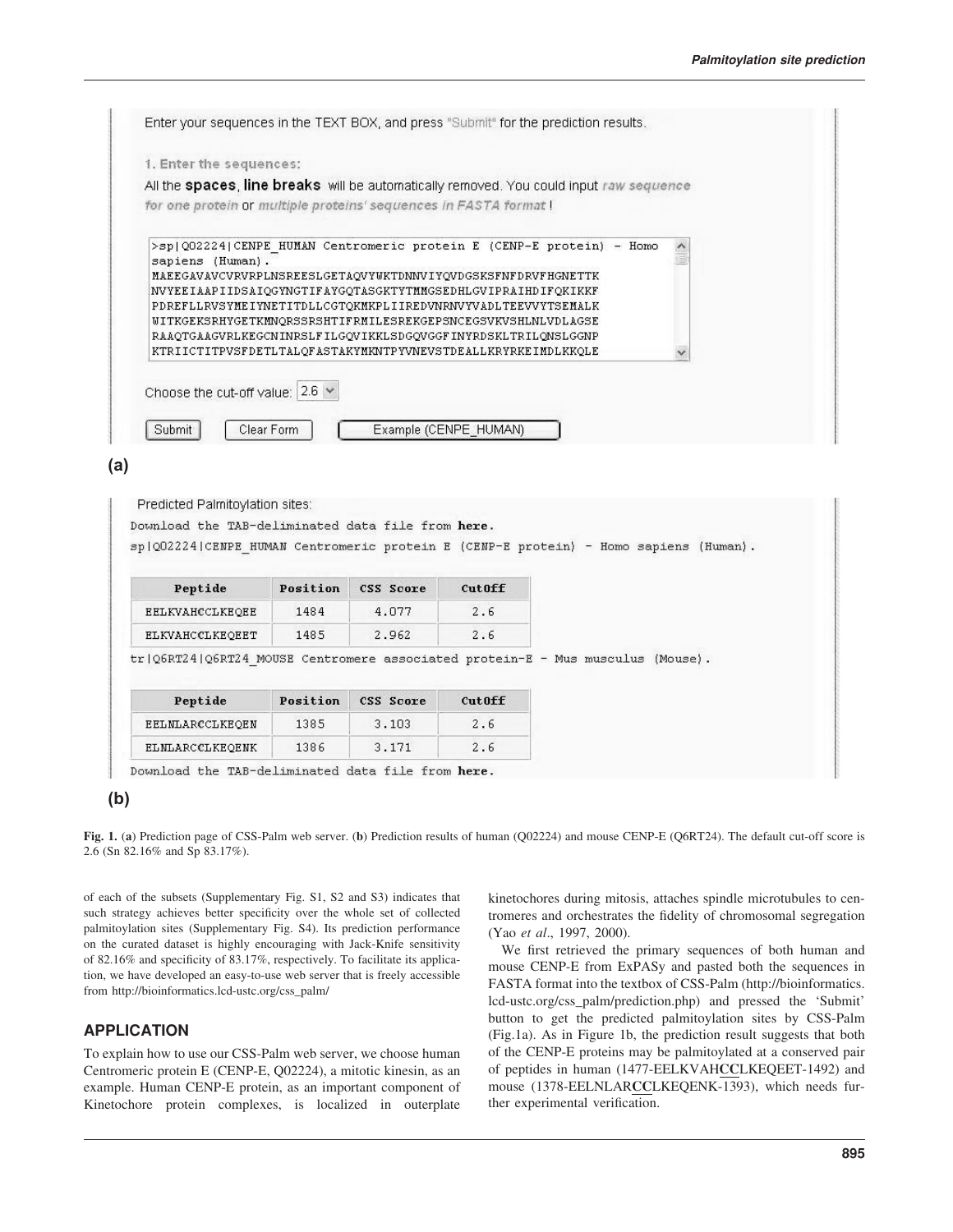Enter your sequences in the TEXT BOX, and press "Submit" for the prediction results.

1. Enter the sequences:

All the **spaces**, **line breaks** will be automatically removed. You could input *raw sequence for one protein* or *multiple proteins' sequences in FASTA format* !

```
>sp|Q02224|CENPE_HUMAN Centromeric protein E (CENP-E protein) - Homo sapiens (Human).
MAEEGAVAVCVRVRPLNSREESLGETAQVYWKTDNNVIYQVDGSKSFNFDRVFHGNETTK
NVYEEIAAPIIDSAIQGYNGTIFAYGQTASGKTYTMMGSEDHLGVIPRAIHDIFQKIKKF
PDREFLLRVSYMEIYNETITDLLCGTQKMKPLIIREDVNRNVYVADLTEEVVYTSEMALK
WITKGEKSRHYGETKMNQRSSRSHTIFRMILESREKGEPSNCEGSVKVSHLNLVDLAGSE
RAAQTGAAGVRLKEGCNINRSLFILGQVIKKLSDGQVGGFINYRDSKLTRILQNSLGGNP
KTRIICTITPVSFDETLTALQFASTAKYMKNTPYVNEVSTDEALLKRYRKEIMDLKKQLE
```

Choose the cut-off value: 2.6

Submit | Clear Form | Example (CENPE_HUMAN)

**(a)**

Predicted Palmitoylation sites:

Download the TAB-deliminated data file from **here**.

sp|Q02224|CENPE_HUMAN Centromeric protein E (CENP-E protein) - Homo sapiens (Human).

| Peptide | Position | CSS Score | CutOff |
|---|---|---|---|
| EELKVAHCCLKEQEE | 1484 | 4.077 | 2.6 |
| ELKVAHCCLKEQEET | 1485 | 2.962 | 2.6 |

tr|Q6RT24|Q6RT24_MOUSE Centromere associated protein-E - Mus musculus (Mouse).

| Peptide | Position | CSS Score | CutOff |
|---|---|---|---|
| EELNLARCCLKEQEN | 1385 | 3.103 | 2.6 |
| ELNLARCCLKEQENK | 1386 | 3.171 | 2.6 |

Download the TAB-deliminated data file from **here**.

**(b)**

**Fig. 1.** (**a**) Prediction page of CSS-Palm web server. (**b**) Prediction results of human (Q02224) and mouse CENP-E (Q6RT24). The default cut-off score is 2.6 (Sn 82.16% and Sp 83.17%).

of each of the subsets (Supplementary Fig. S1, S2 and S3) indicates that such strategy achieves better specificity over the whole set of collected palmitoylation sites (Supplementary Fig. S4). Its prediction performance on the curated dataset is highly encouraging with Jack-Knife sensitivity of 82.16% and specificity of 83.17%, respectively. To facilitate its application, we have developed an easy-to-use web server that is freely accessible from http://bioinformatics.lcd-ustc.org/css_palm/

## APPLICATION

To explain how to use our CSS-Palm web server, we choose human Centromeric protein E (CENP-E, Q02224), a mitotic kinesin, as an example. Human CENP-E protein, as an important component of Kinetochore protein complexes, is localized in outerplate kinetochores during mitosis, attaches spindle microtubules to centromeres and orchestrates the fidelity of chromosomal segregation (Yao *et al*., 1997, 2000).

We first retrieved the primary sequences of both human and mouse CENP-E from ExPASy and pasted both the sequences in FASTA format into the textbox of CSS-Palm (http://bioinformatics.lcd-ustc.org/css_palm/prediction.php) and pressed the 'Submit' button to get the predicted palmitoylation sites by CSS-Palm (Fig.1a). As in Figure 1b, the prediction result suggests that both of the CENP-E proteins may be palmitoylated at a conserved pair of peptides in human (1477-EELKVAH**CC**LKEQEET-1492) and mouse (1378-EELNLAR**CC**LKEQENK-1393), which needs further experimental verification.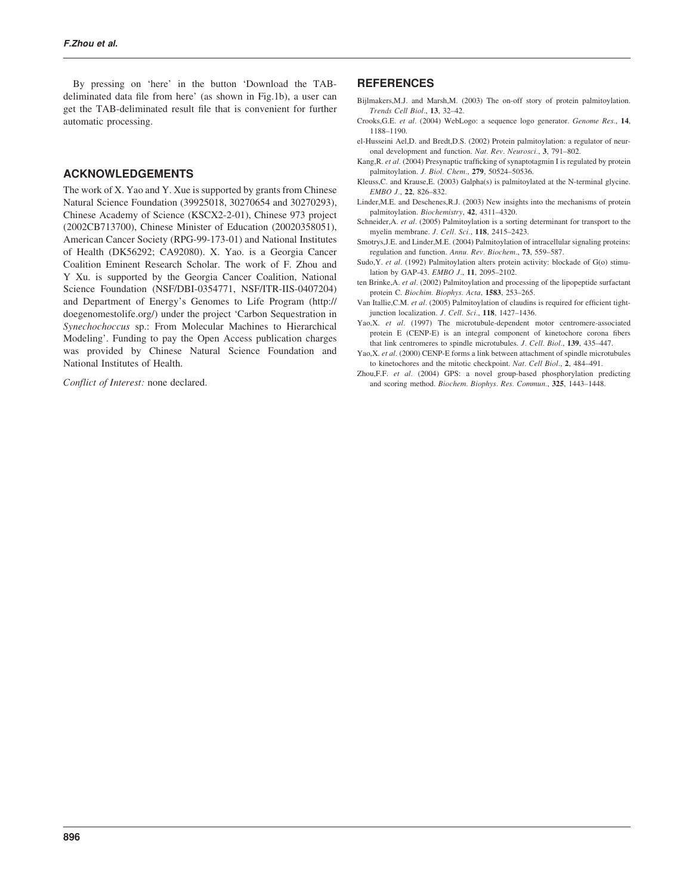By pressing on 'here' in the button 'Download the TAB-deliminated data file from here' (as shown in Fig.1b), a user can get the TAB-deliminated result file that is convenient for further automatic processing.

## ACKNOWLEDGEMENTS

The work of X. Yao and Y. Xue is supported by grants from Chinese Natural Science Foundation (39925018, 30270654 and 30270293), Chinese Academy of Science (KSCX2-2-01), Chinese 973 project (2002CB713700), Chinese Minister of Education (20020358051), American Cancer Society (RPG-99-173-01) and National Institutes of Health (DK56292; CA92080). X. Yao. is a Georgia Cancer Coalition Eminent Research Scholar. The work of F. Zhou and Y Xu. is supported by the Georgia Cancer Coalition, National Science Foundation (NSF/DBI-0354771, NSF/ITR-IIS-0407204) and Department of Energy's Genomes to Life Program (http://doegenomestolife.org/) under the project 'Carbon Sequestration in *Synechochoccus* sp.: From Molecular Machines to Hierarchical Modeling'. Funding to pay the Open Access publication charges was provided by Chinese Natural Science Foundation and National Institutes of Health.

*Conflict of Interest:* none declared.

## REFERENCES

Bijlmakers,M.J. and Marsh,M. (2003) The on-off story of protein palmitoylation. *Trends Cell Biol.*, **13**, 32–42.

Crooks,G.E. *et al*. (2004) WebLogo: a sequence logo generator. *Genome Res.*, **14**, 1188–1190.

el-Husseini Ael,D. and Bredt,D.S. (2002) Protein palmitoylation: a regulator of neuronal development and function. *Nat. Rev. Neurosci.*, **3**, 791–802.

Kang,R. *et al*. (2004) Presynaptic trafficking of synaptotagmin I is regulated by protein palmitoylation. *J. Biol. Chem.*, **279**, 50524–50536.

Kleuss,C. and Krause,E. (2003) Galpha(s) is palmitoylated at the N-terminal glycine. *EMBO J.*, **22**, 826–832.

Linder,M.E. and Deschenes,R.J. (2003) New insights into the mechanisms of protein palmitoylation. *Biochemistry*, **42**, 4311–4320.

Schneider,A. *et al*. (2005) Palmitoylation is a sorting determinant for transport to the myelin membrane. *J. Cell. Sci.*, **118**, 2415–2423.

Smotrys,J.E. and Linder,M.E. (2004) Palmitoylation of intracellular signaling proteins: regulation and function. *Annu. Rev. Biochem.*, **73**, 559–587.

Sudo,Y. *et al*. (1992) Palmitoylation alters protein activity: blockade of G(o) stimulation by GAP-43. *EMBO J.*, **11**, 2095–2102.

ten Brinke,A. *et al*. (2002) Palmitoylation and processing of the lipopeptide surfactant protein C. *Biochim. Biophys. Acta*, **1583**, 253–265.

Van Itallie,C.M. *et al*. (2005) Palmitoylation of claudins is required for efficient tight-junction localization. *J. Cell. Sci.*, **118**, 1427–1436.

Yao,X. *et al*. (1997) The microtubule-dependent motor centromere-associated protein E (CENP-E) is an integral component of kinetochore corona fibers that link centromeres to spindle microtubules. *J. Cell. Biol.*, **139**, 435–447.

Yao,X. *et al*. (2000) CENP-E forms a link between attachment of spindle microtubules to kinetochores and the mitotic checkpoint. *Nat. Cell Biol.*, **2**, 484–491.

Zhou,F.F. *et al*. (2004) GPS: a novel group-based phosphorylation predicting and scoring method. *Biochem. Biophys. Res. Commun.*, **325**, 1443–1448.